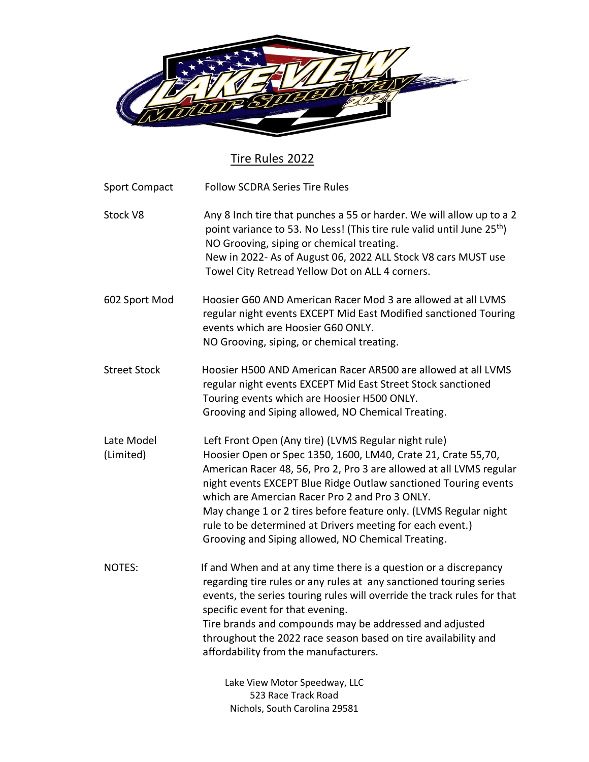# Tire Rules 2022

**Sport Compact**
Follow SCDRA Series Tire Rules

**Stock V8**
Any 8 Inch tire that punches a 55 or harder. We will allow up to a 2 point variance to 53. No Less! (This tire rule valid until June 25th)
NO Grooving, siping or chemical treating.
New in 2022- As of August 06, 2022 ALL Stock V8 cars MUST use Towel City Retread Yellow Dot on ALL 4 corners.

**602 Sport Mod**
Hoosier G60 AND American Racer Mod 3 are allowed at all LVMS regular night events EXCEPT Mid East Modified sanctioned Touring events which are Hoosier G60 ONLY.
NO Grooving, siping, or chemical treating.

**Street Stock**
Hoosier H500 AND American Racer AR500 are allowed at all LVMS regular night events EXCEPT Mid East Street Stock sanctioned Touring events which are Hoosier H500 ONLY.
Grooving and Siping allowed, NO Chemical Treating.

**Late Model (Limited)**
Left Front Open (Any tire) (LVMS Regular night rule)
Hoosier Open or Spec 1350, 1600, LM40, Crate 21, Crate 55,70, American Racer 48, 56, Pro 2, Pro 3 are allowed at all LVMS regular night events EXCEPT Blue Ridge Outlaw sanctioned Touring events which are Amercian Racer Pro 2 and Pro 3 ONLY.
May change 1 or 2 tires before feature only. (LVMS Regular night rule to be determined at Drivers meeting for each event.)
Grooving and Siping allowed, NO Chemical Treating.

**NOTES:**
If and When and at any time there is a question or a discrepancy regarding tire rules or any rules at any sanctioned touring series events, the series touring rules will override the track rules for that specific event for that evening.
Tire brands and compounds may be addressed and adjusted throughout the 2022 race season based on tire availability and affordability from the manufacturers.

Lake View Motor Speedway, LLC
523 Race Track Road
Nichols, South Carolina 29581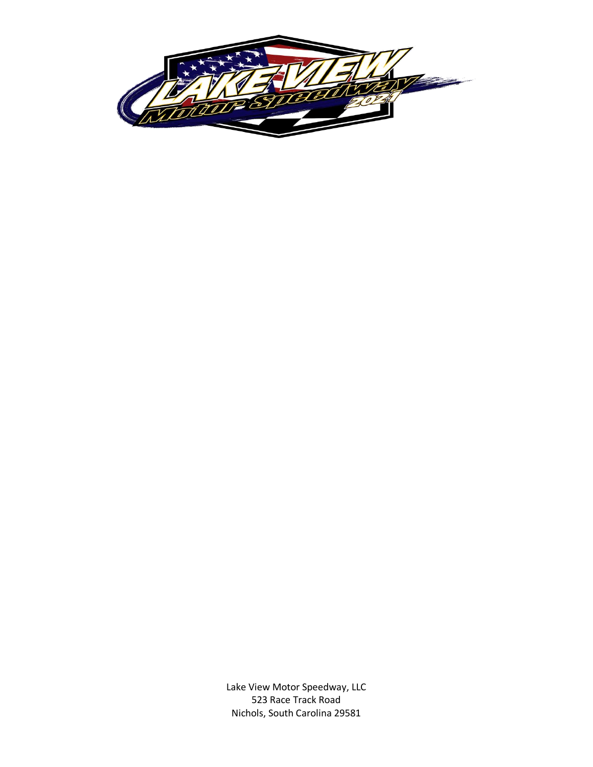Lake View Motor Speedway, LLC
523 Race Track Road
Nichols, South Carolina 29581